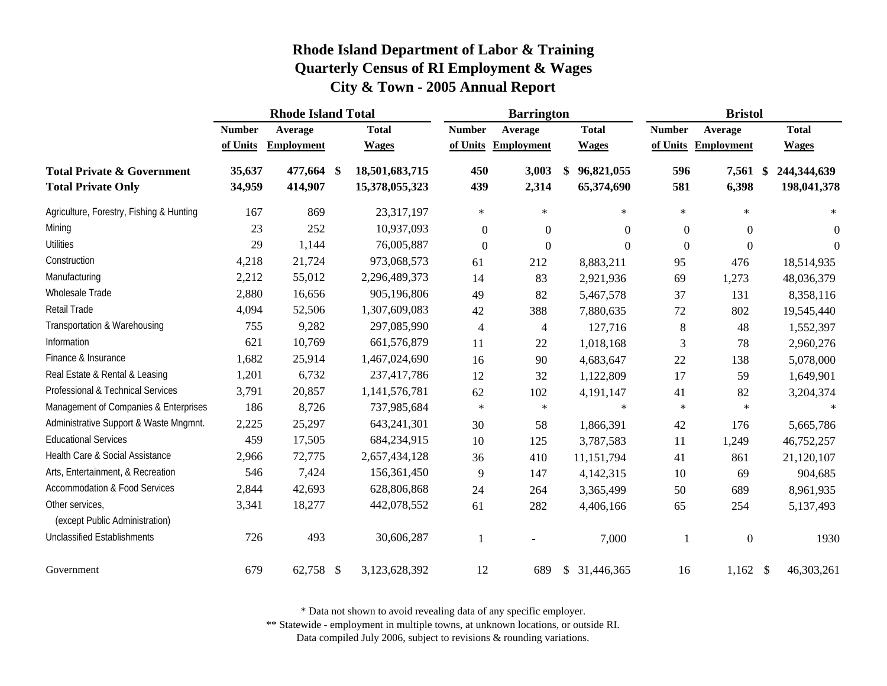# Rhode Island Department of Labor & Training
## Quarterly Census of RI Employment & Wages
## City & Town - 2005 Annual Report

| | Rhode Island Total | | | Barrington | | | Bristol | | |
|---|---|---|---|---|---|---|---|---|---|
| | Number of Units | Average Employment | Total Wages | Number of Units | Average Employment | Total Wages | Number of Units | Average Employment | Total Wages |
| **Total Private & Government** | **35,637** | **477,664** | **$ 18,501,683,715** | **450** | **3,003** | **$ 96,821,055** | **596** | **7,561** | **$ 244,344,639** |
| **Total Private Only** | **34,959** | **414,907** | **15,378,055,323** | **439** | **2,314** | **65,374,690** | **581** | **6,398** | **198,041,378** |
| Agriculture, Forestry, Fishing & Hunting | 167 | 869 | 23,317,197 | * | * | * | * | * | * |
| Mining | 23 | 252 | 10,937,093 | 0 | 0 | 0 | 0 | 0 | 0 |
| Utilities | 29 | 1,144 | 76,005,887 | 0 | 0 | 0 | 0 | 0 | 0 |
| Construction | 4,218 | 21,724 | 973,068,573 | 61 | 212 | 8,883,211 | 95 | 476 | 18,514,935 |
| Manufacturing | 2,212 | 55,012 | 2,296,489,373 | 14 | 83 | 2,921,936 | 69 | 1,273 | 48,036,379 |
| Wholesale Trade | 2,880 | 16,656 | 905,196,806 | 49 | 82 | 5,467,578 | 37 | 131 | 8,358,116 |
| Retail Trade | 4,094 | 52,506 | 1,307,609,083 | 42 | 388 | 7,880,635 | 72 | 802 | 19,545,440 |
| Transportation & Warehousing | 755 | 9,282 | 297,085,990 | 4 | 4 | 127,716 | 8 | 48 | 1,552,397 |
| Information | 621 | 10,769 | 661,576,879 | 11 | 22 | 1,018,168 | 3 | 78 | 2,960,276 |
| Finance & Insurance | 1,682 | 25,914 | 1,467,024,690 | 16 | 90 | 4,683,647 | 22 | 138 | 5,078,000 |
| Real Estate & Rental & Leasing | 1,201 | 6,732 | 237,417,786 | 12 | 32 | 1,122,809 | 17 | 59 | 1,649,901 |
| Professional & Technical Services | 3,791 | 20,857 | 1,141,576,781 | 62 | 102 | 4,191,147 | 41 | 82 | 3,204,374 |
| Management of Companies & Enterprises | 186 | 8,726 | 737,985,684 | * | * | * | * | * | * |
| Administrative Support & Waste Mngmnt. | 2,225 | 25,297 | 643,241,301 | 30 | 58 | 1,866,391 | 42 | 176 | 5,665,786 |
| Educational Services | 459 | 17,505 | 684,234,915 | 10 | 125 | 3,787,583 | 11 | 1,249 | 46,752,257 |
| Health Care & Social Assistance | 2,966 | 72,775 | 2,657,434,128 | 36 | 410 | 11,151,794 | 41 | 861 | 21,120,107 |
| Arts, Entertainment, & Recreation | 546 | 7,424 | 156,361,450 | 9 | 147 | 4,142,315 | 10 | 69 | 904,685 |
| Accommodation & Food Services | 2,844 | 42,693 | 628,806,868 | 24 | 264 | 3,365,499 | 50 | 689 | 8,961,935 |
| Other services, (except Public Administration) | 3,341 | 18,277 | 442,078,552 | 61 | 282 | 4,406,166 | 65 | 254 | 5,137,493 |
| Unclassified Establishments | 726 | 493 | 30,606,287 | 1 | - | 7,000 | 1 | 0 | 1930 |
| Government | 679 | 62,758 | $ 3,123,628,392 | 12 | 689 | $ 31,446,365 | 16 | 1,162 | $ 46,303,261 |

\* Data not shown to avoid revealing data of any specific employer.

** Statewide - employment in multiple towns, at unknown locations, or outside RI.

Data compiled July 2006, subject to revisions & rounding variations.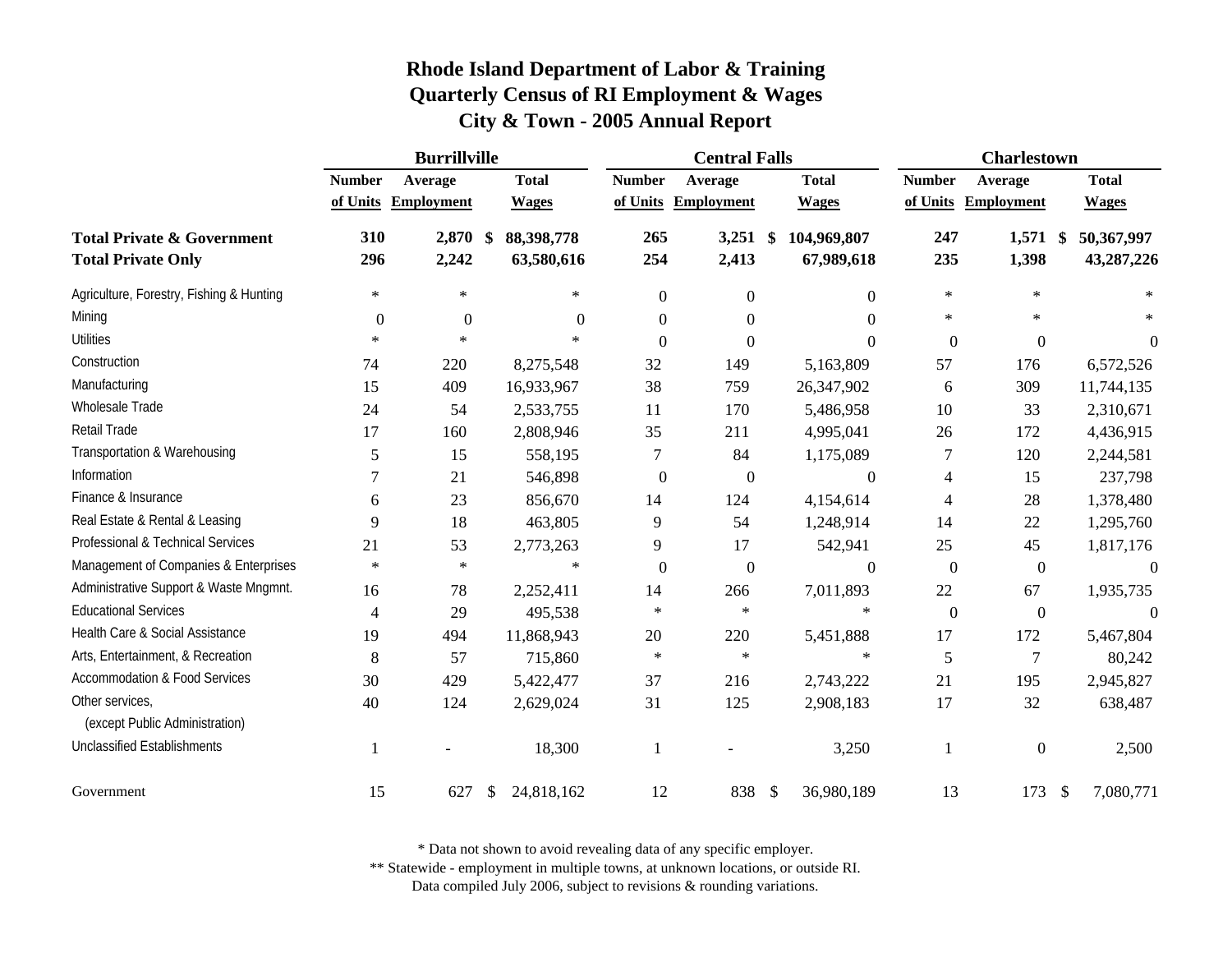# Rhode Island Department of Labor & Training
## Quarterly Census of RI Employment & Wages
## City & Town - 2005 Annual Report

| | Burrillville | | | Central Falls | | | Charlestown | | |
|---|---|---|---|---|---|---|---|---|---|
| | Number of Units | Average Employment | Total Wages | Number of Units | Average Employment | Total Wages | Number of Units | Average Employment | Total Wages |
| **Total Private & Government** | **310** | **2,870** | **$ 88,398,778** | **265** | **3,251** | **$ 104,969,807** | **247** | **1,571** | **$ 50,367,997** |
| **Total Private Only** | **296** | **2,242** | **63,580,616** | **254** | **2,413** | **67,989,618** | **235** | **1,398** | **43,287,226** |
| Agriculture, Forestry, Fishing & Hunting | * | * | * | 0 | 0 | 0 | * | * | * |
| Mining | 0 | 0 | 0 | 0 | 0 | 0 | * | * | * |
| Utilities | * | * | * | 0 | 0 | 0 | 0 | 0 | 0 |
| Construction | 74 | 220 | 8,275,548 | 32 | 149 | 5,163,809 | 57 | 176 | 6,572,526 |
| Manufacturing | 15 | 409 | 16,933,967 | 38 | 759 | 26,347,902 | 6 | 309 | 11,744,135 |
| Wholesale Trade | 24 | 54 | 2,533,755 | 11 | 170 | 5,486,958 | 10 | 33 | 2,310,671 |
| Retail Trade | 17 | 160 | 2,808,946 | 35 | 211 | 4,995,041 | 26 | 172 | 4,436,915 |
| Transportation & Warehousing | 5 | 15 | 558,195 | 7 | 84 | 1,175,089 | 7 | 120 | 2,244,581 |
| Information | 7 | 21 | 546,898 | 0 | 0 | 0 | 4 | 15 | 237,798 |
| Finance & Insurance | 6 | 23 | 856,670 | 14 | 124 | 4,154,614 | 4 | 28 | 1,378,480 |
| Real Estate & Rental & Leasing | 9 | 18 | 463,805 | 9 | 54 | 1,248,914 | 14 | 22 | 1,295,760 |
| Professional & Technical Services | 21 | 53 | 2,773,263 | 9 | 17 | 542,941 | 25 | 45 | 1,817,176 |
| Management of Companies & Enterprises | * | * | * | 0 | 0 | 0 | 0 | 0 | 0 |
| Administrative Support & Waste Mngmnt. | 16 | 78 | 2,252,411 | 14 | 266 | 7,011,893 | 22 | 67 | 1,935,735 |
| Educational Services | 4 | 29 | 495,538 | * | * | * | 0 | 0 | 0 |
| Health Care & Social Assistance | 19 | 494 | 11,868,943 | 20 | 220 | 5,451,888 | 17 | 172 | 5,467,804 |
| Arts, Entertainment, & Recreation | 8 | 57 | 715,860 | * | * | * | 5 | 7 | 80,242 |
| Accommodation & Food Services | 30 | 429 | 5,422,477 | 37 | 216 | 2,743,222 | 21 | 195 | 2,945,827 |
| Other services, (except Public Administration) | 40 | 124 | 2,629,024 | 31 | 125 | 2,908,183 | 17 | 32 | 638,487 |
| Unclassified Establishments | 1 | - | 18,300 | 1 | - | 3,250 | 1 | 0 | 2,500 |
| Government | 15 | 627 | $ 24,818,162 | 12 | 838 | $ 36,980,189 | 13 | 173 | $ 7,080,771 |

\* Data not shown to avoid revealing data of any specific employer.
\** Statewide - employment in multiple towns, at unknown locations, or outside RI.
Data compiled July 2006, subject to revisions & rounding variations.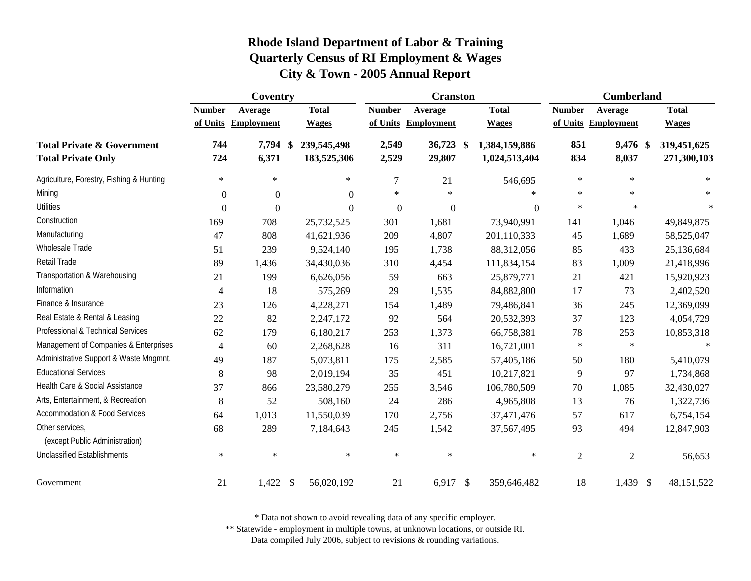# Rhode Island Department of Labor & Training
## Quarterly Census of RI Employment & Wages
## City & Town - 2005 Annual Report

| | Coventry | | | Cranston | | | Cumberland | | |
|---|---|---|---|---|---|---|---|---|---|
| | Number of Units | Average Employment | Total Wages | Number of Units | Average Employment | Total Wages | Number of Units | Average Employment | Total Wages |
| **Total Private & Government** | **744** | **7,794** | **$ 239,545,498** | **2,549** | **36,723** | **$ 1,384,159,886** | **851** | **9,476** | **$ 319,451,625** |
| **Total Private Only** | **724** | **6,371** | **183,525,306** | **2,529** | **29,807** | **1,024,513,404** | **834** | **8,037** | **271,300,103** |
| Agriculture, Forestry, Fishing & Hunting | * | * | * | 7 | 21 | 546,695 | * | * | * |
| Mining | 0 | 0 | 0 | * | * | * | * | * | * |
| Utilities | 0 | 0 | 0 | 0 | 0 | 0 | * | * | * |
| Construction | 169 | 708 | 25,732,525 | 301 | 1,681 | 73,940,991 | 141 | 1,046 | 49,849,875 |
| Manufacturing | 47 | 808 | 41,621,936 | 209 | 4,807 | 201,110,333 | 45 | 1,689 | 58,525,047 |
| Wholesale Trade | 51 | 239 | 9,524,140 | 195 | 1,738 | 88,312,056 | 85 | 433 | 25,136,684 |
| Retail Trade | 89 | 1,436 | 34,430,036 | 310 | 4,454 | 111,834,154 | 83 | 1,009 | 21,418,996 |
| Transportation & Warehousing | 21 | 199 | 6,626,056 | 59 | 663 | 25,879,771 | 21 | 421 | 15,920,923 |
| Information | 4 | 18 | 575,269 | 29 | 1,535 | 84,882,800 | 17 | 73 | 2,402,520 |
| Finance & Insurance | 23 | 126 | 4,228,271 | 154 | 1,489 | 79,486,841 | 36 | 245 | 12,369,099 |
| Real Estate & Rental & Leasing | 22 | 82 | 2,247,172 | 92 | 564 | 20,532,393 | 37 | 123 | 4,054,729 |
| Professional & Technical Services | 62 | 179 | 6,180,217 | 253 | 1,373 | 66,758,381 | 78 | 253 | 10,853,318 |
| Management of Companies & Enterprises | 4 | 60 | 2,268,628 | 16 | 311 | 16,721,001 | * | * | * |
| Administrative Support & Waste Mngmnt. | 49 | 187 | 5,073,811 | 175 | 2,585 | 57,405,186 | 50 | 180 | 5,410,079 |
| Educational Services | 8 | 98 | 2,019,194 | 35 | 451 | 10,217,821 | 9 | 97 | 1,734,868 |
| Health Care & Social Assistance | 37 | 866 | 23,580,279 | 255 | 3,546 | 106,780,509 | 70 | 1,085 | 32,430,027 |
| Arts, Entertainment, & Recreation | 8 | 52 | 508,160 | 24 | 286 | 4,965,808 | 13 | 76 | 1,322,736 |
| Accommodation & Food Services | 64 | 1,013 | 11,550,039 | 170 | 2,756 | 37,471,476 | 57 | 617 | 6,754,154 |
| Other services, (except Public Administration) | 68 | 289 | 7,184,643 | 245 | 1,542 | 37,567,495 | 93 | 494 | 12,847,903 |
| Unclassified Establishments | * | * | * | * | * | * | 2 | 2 | 56,653 |
| Government | 21 | 1,422 | $ 56,020,192 | 21 | 6,917 | $ 359,646,482 | 18 | 1,439 | $ 48,151,522 |

\* Data not shown to avoid revealing data of any specific employer.

\*\* Statewide - employment in multiple towns, at unknown locations, or outside RI.

Data compiled July 2006, subject to revisions & rounding variations.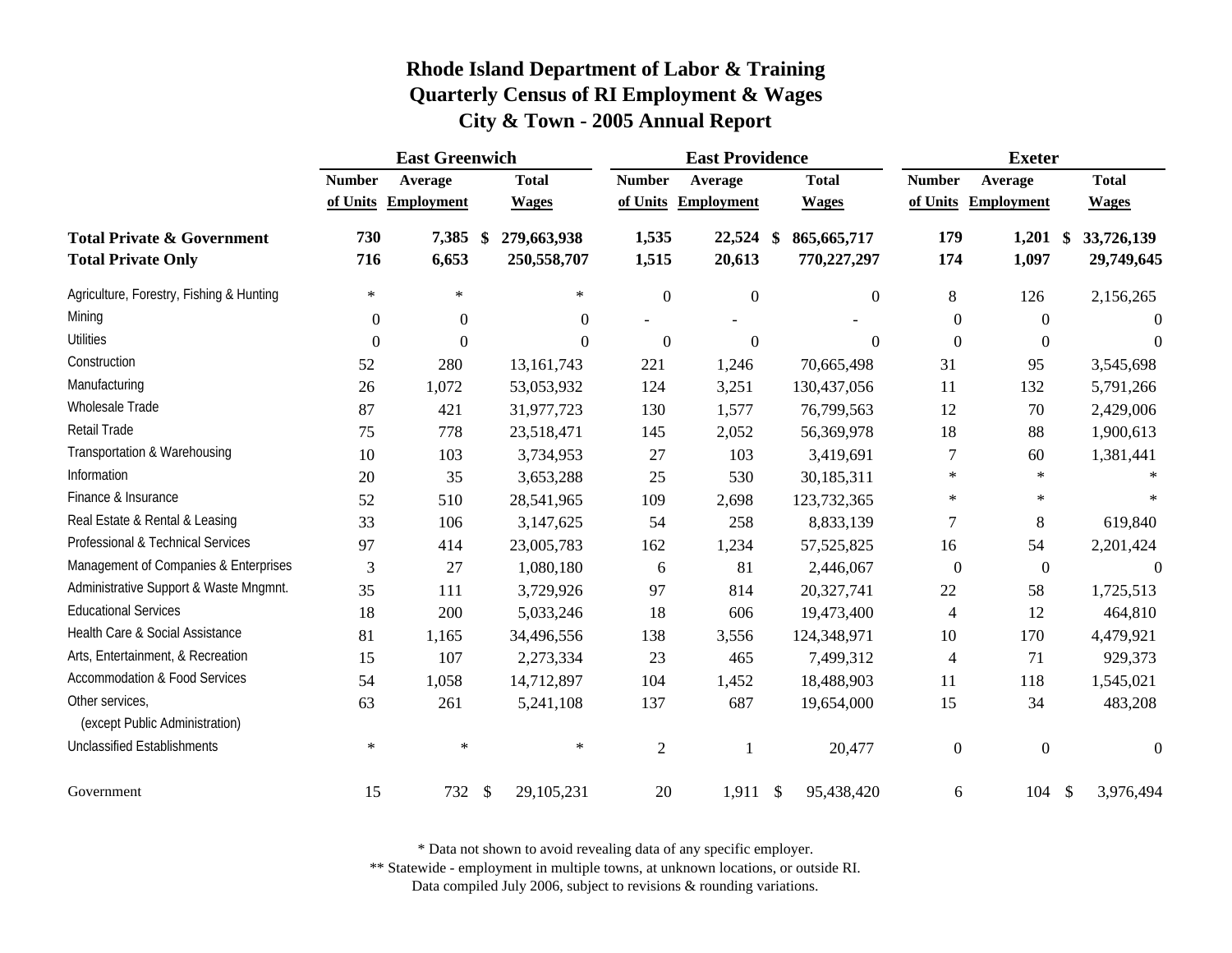# Rhode Island Department of Labor & Training
## Quarterly Census of RI Employment & Wages
## City & Town - 2005 Annual Report

| | East Greenwich | | | East Providence | | | Exeter | | |
|---|---|---|---|---|---|---|---|---|---|
| | Number of Units | Average Employment | Total Wages | Number of Units | Average Employment | Total Wages | Number of Units | Average Employment | Total Wages |
| **Total Private & Government** | **730** | **7,385** | **$ 279,663,938** | **1,535** | **22,524** | **$ 865,665,717** | **179** | **1,201** | **$ 33,726,139** |
| **Total Private Only** | **716** | **6,653** | **250,558,707** | **1,515** | **20,613** | **770,227,297** | **174** | **1,097** | **29,749,645** |
| Agriculture, Forestry, Fishing & Hunting | * | * | * | 0 | 0 | 0 | 8 | 126 | 2,156,265 |
| Mining | 0 | 0 | 0 | - | - | - | 0 | 0 | 0 |
| Utilities | 0 | 0 | 0 | 0 | 0 | 0 | 0 | 0 | 0 |
| Construction | 52 | 280 | 13,161,743 | 221 | 1,246 | 70,665,498 | 31 | 95 | 3,545,698 |
| Manufacturing | 26 | 1,072 | 53,053,932 | 124 | 3,251 | 130,437,056 | 11 | 132 | 5,791,266 |
| Wholesale Trade | 87 | 421 | 31,977,723 | 130 | 1,577 | 76,799,563 | 12 | 70 | 2,429,006 |
| Retail Trade | 75 | 778 | 23,518,471 | 145 | 2,052 | 56,369,978 | 18 | 88 | 1,900,613 |
| Transportation & Warehousing | 10 | 103 | 3,734,953 | 27 | 103 | 3,419,691 | 7 | 60 | 1,381,441 |
| Information | 20 | 35 | 3,653,288 | 25 | 530 | 30,185,311 | * | * | * |
| Finance & Insurance | 52 | 510 | 28,541,965 | 109 | 2,698 | 123,732,365 | * | * | * |
| Real Estate & Rental & Leasing | 33 | 106 | 3,147,625 | 54 | 258 | 8,833,139 | 7 | 8 | 619,840 |
| Professional & Technical Services | 97 | 414 | 23,005,783 | 162 | 1,234 | 57,525,825 | 16 | 54 | 2,201,424 |
| Management of Companies & Enterprises | 3 | 27 | 1,080,180 | 6 | 81 | 2,446,067 | 0 | 0 | 0 |
| Administrative Support & Waste Mngmnt. | 35 | 111 | 3,729,926 | 97 | 814 | 20,327,741 | 22 | 58 | 1,725,513 |
| Educational Services | 18 | 200 | 5,033,246 | 18 | 606 | 19,473,400 | 4 | 12 | 464,810 |
| Health Care & Social Assistance | 81 | 1,165 | 34,496,556 | 138 | 3,556 | 124,348,971 | 10 | 170 | 4,479,921 |
| Arts, Entertainment, & Recreation | 15 | 107 | 2,273,334 | 23 | 465 | 7,499,312 | 4 | 71 | 929,373 |
| Accommodation & Food Services | 54 | 1,058 | 14,712,897 | 104 | 1,452 | 18,488,903 | 11 | 118 | 1,545,021 |
| Other services, (except Public Administration) | 63 | 261 | 5,241,108 | 137 | 687 | 19,654,000 | 15 | 34 | 483,208 |
| Unclassified Establishments | * | * | * | 2 | 1 | 20,477 | 0 | 0 | 0 |
| Government | 15 | 732 | $ 29,105,231 | 20 | 1,911 | $ 95,438,420 | 6 | 104 | $ 3,976,494 |

\* Data not shown to avoid revealing data of any specific employer.

\*\* Statewide - employment in multiple towns, at unknown locations, or outside RI.

Data compiled July 2006, subject to revisions & rounding variations.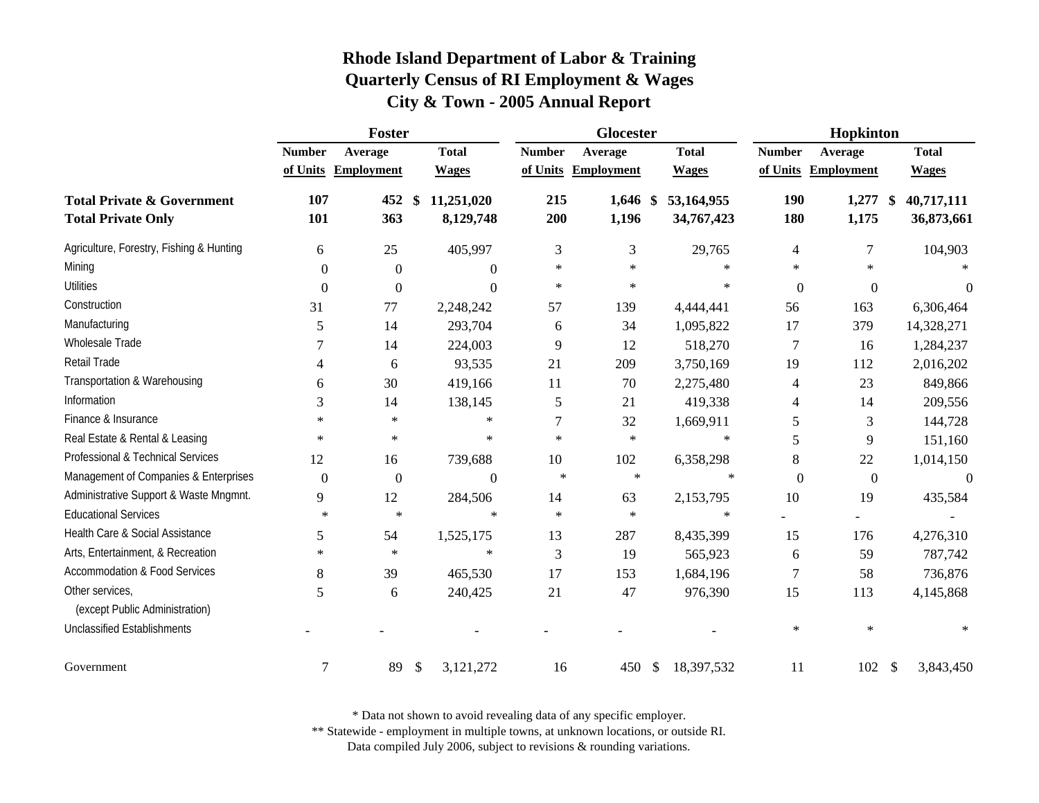# Rhode Island Department of Labor & Training
## Quarterly Census of RI Employment & Wages
## City & Town - 2005 Annual Report

| | Foster | | | Glocester | | | Hopkinton | | |
|---|---|---|---|---|---|---|---|---|---|
| | Number of Units | Average Employment | Total Wages | Number of Units | Average Employment | Total Wages | Number of Units | Average Employment | Total Wages |
| **Total Private & Government** | **107** | **452** | **$ 11,251,020** | **215** | **1,646** | **$ 53,164,955** | **190** | **1,277** | **$ 40,717,111** |
| **Total Private Only** | **101** | **363** | **8,129,748** | **200** | **1,196** | **34,767,423** | **180** | **1,175** | **36,873,661** |
| Agriculture, Forestry, Fishing & Hunting | 6 | 25 | 405,997 | 3 | 3 | 29,765 | 4 | 7 | 104,903 |
| Mining | 0 | 0 | 0 | * | * | * | * | * | * |
| Utilities | 0 | 0 | 0 | * | * | * | 0 | 0 | 0 |
| Construction | 31 | 77 | 2,248,242 | 57 | 139 | 4,444,441 | 56 | 163 | 6,306,464 |
| Manufacturing | 5 | 14 | 293,704 | 6 | 34 | 1,095,822 | 17 | 379 | 14,328,271 |
| Wholesale Trade | 7 | 14 | 224,003 | 9 | 12 | 518,270 | 7 | 16 | 1,284,237 |
| Retail Trade | 4 | 6 | 93,535 | 21 | 209 | 3,750,169 | 19 | 112 | 2,016,202 |
| Transportation & Warehousing | 6 | 30 | 419,166 | 11 | 70 | 2,275,480 | 4 | 23 | 849,866 |
| Information | 3 | 14 | 138,145 | 5 | 21 | 419,338 | 4 | 14 | 209,556 |
| Finance & Insurance | * | * | * | 7 | 32 | 1,669,911 | 5 | 3 | 144,728 |
| Real Estate & Rental & Leasing | * | * | * | * | * | * | 5 | 9 | 151,160 |
| Professional & Technical Services | 12 | 16 | 739,688 | 10 | 102 | 6,358,298 | 8 | 22 | 1,014,150 |
| Management of Companies & Enterprises | 0 | 0 | 0 | * | * | * | 0 | 0 | 0 |
| Administrative Support & Waste Mngmnt. | 9 | 12 | 284,506 | 14 | 63 | 2,153,795 | 10 | 19 | 435,584 |
| Educational Services | * | * | * | * | * | * | - | - | - |
| Health Care & Social Assistance | 5 | 54 | 1,525,175 | 13 | 287 | 8,435,399 | 15 | 176 | 4,276,310 |
| Arts, Entertainment, & Recreation | * | * | * | 3 | 19 | 565,923 | 6 | 59 | 787,742 |
| Accommodation & Food Services | 8 | 39 | 465,530 | 17 | 153 | 1,684,196 | 7 | 58 | 736,876 |
| Other services, (except Public Administration) | 5 | 6 | 240,425 | 21 | 47 | 976,390 | 15 | 113 | 4,145,868 |
| Unclassified Establishments | - | - | - | - | - | - | * | * | * |
| Government | 7 | 89 | $ 3,121,272 | 16 | 450 | $ 18,397,532 | 11 | 102 | $ 3,843,450 |

\* Data not shown to avoid revealing data of any specific employer.
\*\* Statewide - employment in multiple towns, at unknown locations, or outside RI.
Data compiled July 2006, subject to revisions & rounding variations.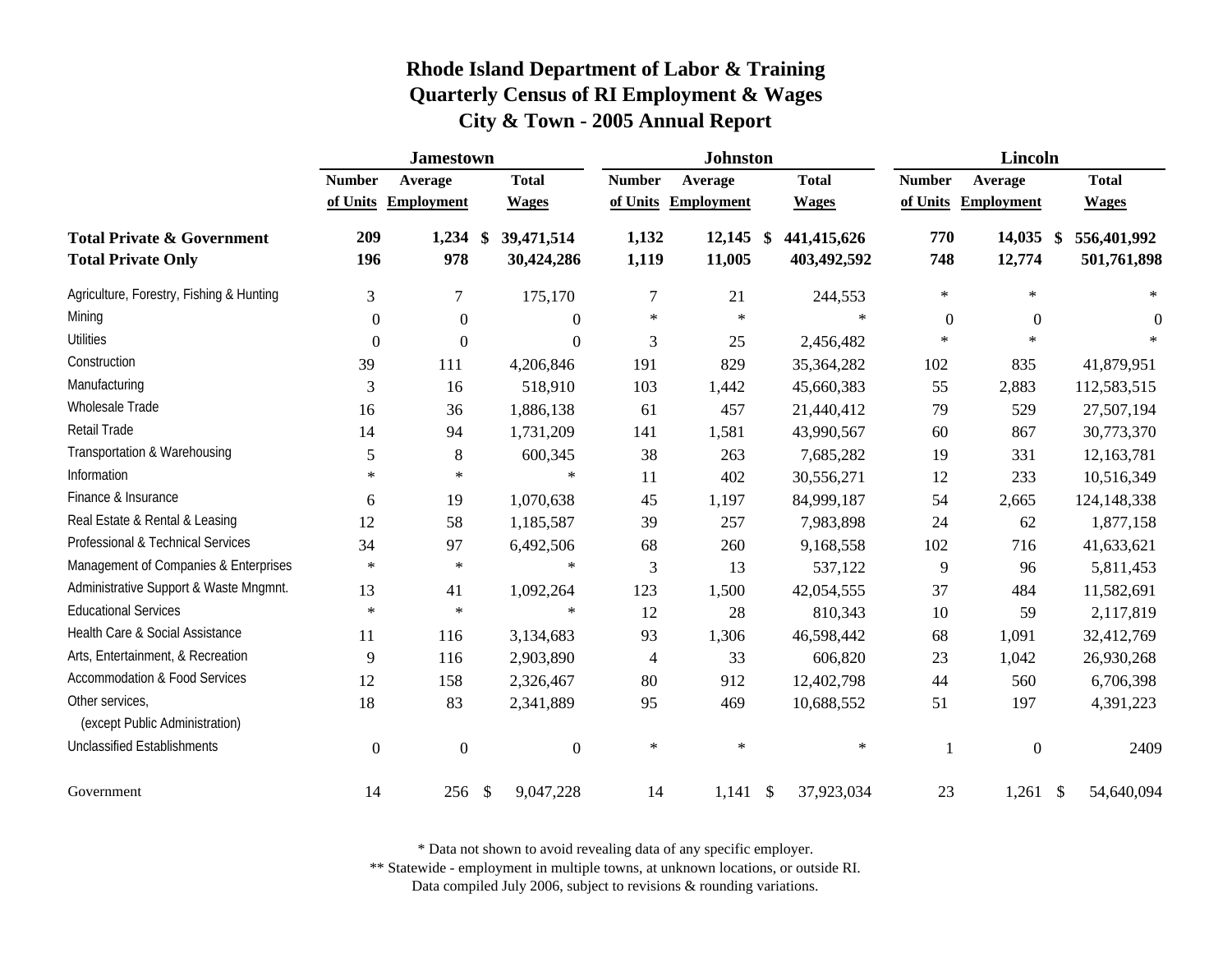# Rhode Island Department of Labor & Training
## Quarterly Census of RI Employment & Wages
## City & Town - 2005 Annual Report

| | Jamestown | | | Johnston | | | Lincoln | | |
|---|---|---|---|---|---|---|---|---|---|
| | Number of Units | Average Employment | Total Wages | Number of Units | Average Employment | Total Wages | Number of Units | Average Employment | Total Wages |
| **Total Private & Government** | **209** | **1,234** | **$ 39,471,514** | **1,132** | **12,145** | **$ 441,415,626** | **770** | **14,035** | **$ 556,401,992** |
| **Total Private Only** | **196** | **978** | **30,424,286** | **1,119** | **11,005** | **403,492,592** | **748** | **12,774** | **501,761,898** |
| Agriculture, Forestry, Fishing & Hunting | 3 | 7 | 175,170 | 7 | 21 | 244,553 | * | * | * |
| Mining | 0 | 0 | 0 | * | * | * | 0 | 0 | 0 |
| Utilities | 0 | 0 | 0 | 3 | 25 | 2,456,482 | * | * | * |
| Construction | 39 | 111 | 4,206,846 | 191 | 829 | 35,364,282 | 102 | 835 | 41,879,951 |
| Manufacturing | 3 | 16 | 518,910 | 103 | 1,442 | 45,660,383 | 55 | 2,883 | 112,583,515 |
| Wholesale Trade | 16 | 36 | 1,886,138 | 61 | 457 | 21,440,412 | 79 | 529 | 27,507,194 |
| Retail Trade | 14 | 94 | 1,731,209 | 141 | 1,581 | 43,990,567 | 60 | 867 | 30,773,370 |
| Transportation & Warehousing | 5 | 8 | 600,345 | 38 | 263 | 7,685,282 | 19 | 331 | 12,163,781 |
| Information | * | * | * | 11 | 402 | 30,556,271 | 12 | 233 | 10,516,349 |
| Finance & Insurance | 6 | 19 | 1,070,638 | 45 | 1,197 | 84,999,187 | 54 | 2,665 | 124,148,338 |
| Real Estate & Rental & Leasing | 12 | 58 | 1,185,587 | 39 | 257 | 7,983,898 | 24 | 62 | 1,877,158 |
| Professional & Technical Services | 34 | 97 | 6,492,506 | 68 | 260 | 9,168,558 | 102 | 716 | 41,633,621 |
| Management of Companies & Enterprises | * | * | * | 3 | 13 | 537,122 | 9 | 96 | 5,811,453 |
| Administrative Support & Waste Mngmnt. | 13 | 41 | 1,092,264 | 123 | 1,500 | 42,054,555 | 37 | 484 | 11,582,691 |
| Educational Services | * | * | * | 12 | 28 | 810,343 | 10 | 59 | 2,117,819 |
| Health Care & Social Assistance | 11 | 116 | 3,134,683 | 93 | 1,306 | 46,598,442 | 68 | 1,091 | 32,412,769 |
| Arts, Entertainment, & Recreation | 9 | 116 | 2,903,890 | 4 | 33 | 606,820 | 23 | 1,042 | 26,930,268 |
| Accommodation & Food Services | 12 | 158 | 2,326,467 | 80 | 912 | 12,402,798 | 44 | 560 | 6,706,398 |
| Other services, (except Public Administration) | 18 | 83 | 2,341,889 | 95 | 469 | 10,688,552 | 51 | 197 | 4,391,223 |
| Unclassified Establishments | 0 | 0 | 0 | * | * | * | 1 | 0 | 2409 |
| Government | 14 | 256 | $ 9,047,228 | 14 | 1,141 | $ 37,923,034 | 23 | 1,261 | $ 54,640,094 |

\* Data not shown to avoid revealing data of any specific employer.
\*\* Statewide - employment in multiple towns, at unknown locations, or outside RI.
Data compiled July 2006, subject to revisions & rounding variations.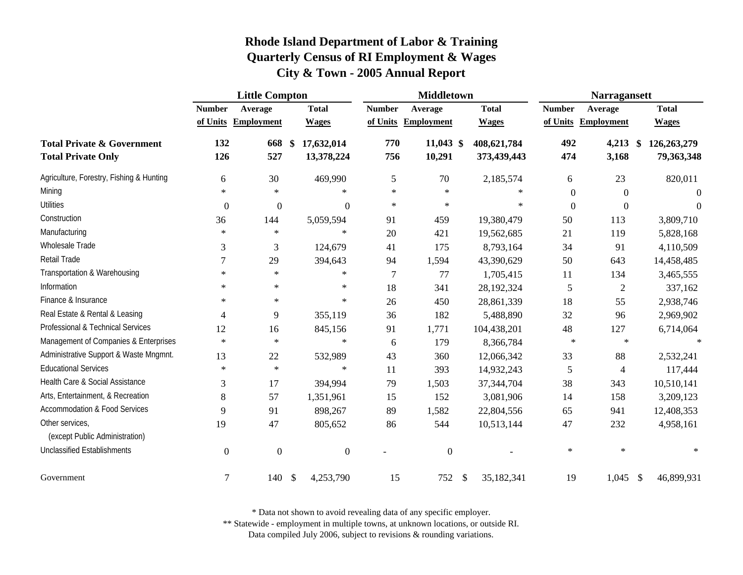# Rhode Island Department of Labor & Training
## Quarterly Census of RI Employment & Wages
## City & Town - 2005 Annual Report

| | Little Compton | | | Middletown | | | Narragansett | | |
|---|---|---|---|---|---|---|---|---|---|
| | Number of Units | Average Employment | Total Wages | Number of Units | Average Employment | Total Wages | Number of Units | Average Employment | Total Wages |
| **Total Private & Government** | **132** | **668** | **$ 17,632,014** | **770** | **11,043** | **$ 408,621,784** | **492** | **4,213** | **$ 126,263,279** |
| **Total Private Only** | **126** | **527** | **13,378,224** | **756** | **10,291** | **373,439,443** | **474** | **3,168** | **79,363,348** |
| Agriculture, Forestry, Fishing & Hunting | 6 | 30 | 469,990 | 5 | 70 | 2,185,574 | 6 | 23 | 820,011 |
| Mining | * | * | * | * | * | * | 0 | 0 | 0 |
| Utilities | 0 | 0 | 0 | * | * | * | 0 | 0 | 0 |
| Construction | 36 | 144 | 5,059,594 | 91 | 459 | 19,380,479 | 50 | 113 | 3,809,710 |
| Manufacturing | * | * | * | 20 | 421 | 19,562,685 | 21 | 119 | 5,828,168 |
| Wholesale Trade | 3 | 3 | 124,679 | 41 | 175 | 8,793,164 | 34 | 91 | 4,110,509 |
| Retail Trade | 7 | 29 | 394,643 | 94 | 1,594 | 43,390,629 | 50 | 643 | 14,458,485 |
| Transportation & Warehousing | * | * | * | 7 | 77 | 1,705,415 | 11 | 134 | 3,465,555 |
| Information | * | * | * | 18 | 341 | 28,192,324 | 5 | 2 | 337,162 |
| Finance & Insurance | * | * | * | 26 | 450 | 28,861,339 | 18 | 55 | 2,938,746 |
| Real Estate & Rental & Leasing | 4 | 9 | 355,119 | 36 | 182 | 5,488,890 | 32 | 96 | 2,969,902 |
| Professional & Technical Services | 12 | 16 | 845,156 | 91 | 1,771 | 104,438,201 | 48 | 127 | 6,714,064 |
| Management of Companies & Enterprises | * | * | * | 6 | 179 | 8,366,784 | * | * | * |
| Administrative Support & Waste Mngmnt. | 13 | 22 | 532,989 | 43 | 360 | 12,066,342 | 33 | 88 | 2,532,241 |
| Educational Services | * | * | * | 11 | 393 | 14,932,243 | 5 | 4 | 117,444 |
| Health Care & Social Assistance | 3 | 17 | 394,994 | 79 | 1,503 | 37,344,704 | 38 | 343 | 10,510,141 |
| Arts, Entertainment, & Recreation | 8 | 57 | 1,351,961 | 15 | 152 | 3,081,906 | 14 | 158 | 3,209,123 |
| Accommodation & Food Services | 9 | 91 | 898,267 | 89 | 1,582 | 22,804,556 | 65 | 941 | 12,408,353 |
| Other services, (except Public Administration) | 19 | 47 | 805,652 | 86 | 544 | 10,513,144 | 47 | 232 | 4,958,161 |
| Unclassified Establishments | 0 | 0 | 0 | - | 0 | - | * | * | * |
| Government | 7 | 140 | $ 4,253,790 | 15 | 752 | $ 35,182,341 | 19 | 1,045 | $ 46,899,931 |

\* Data not shown to avoid revealing data of any specific employer.
** Statewide - employment in multiple towns, at unknown locations, or outside RI.
Data compiled July 2006, subject to revisions & rounding variations.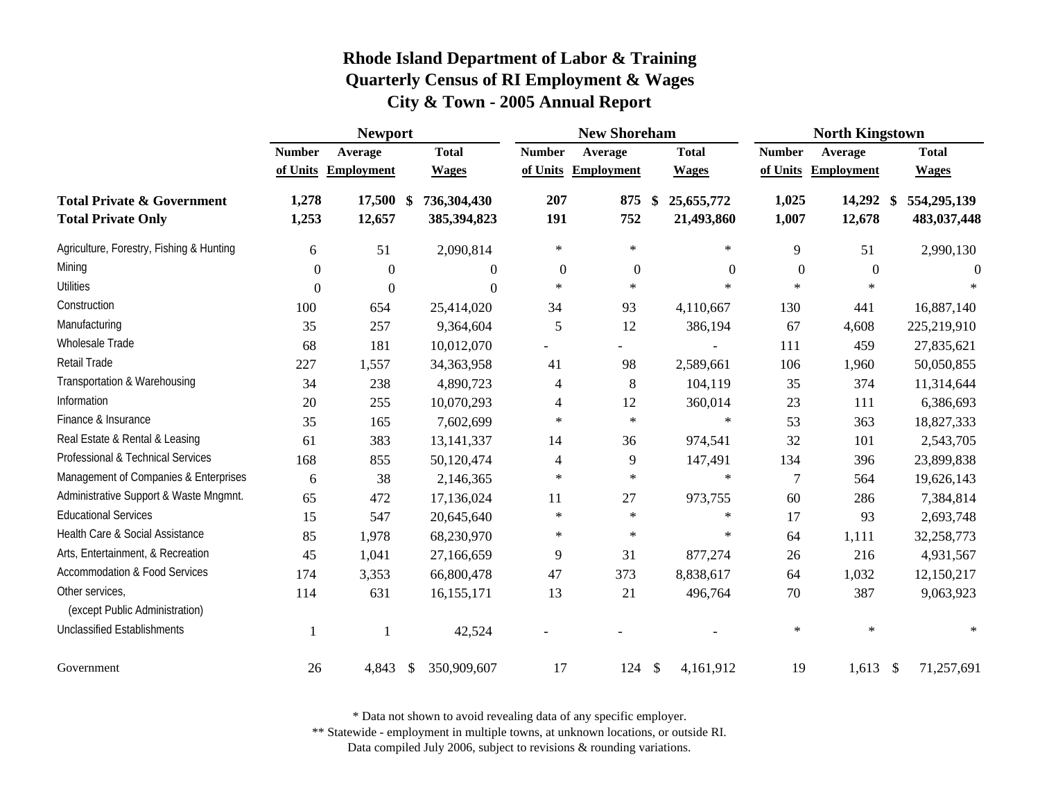# Rhode Island Department of Labor & Training
## Quarterly Census of RI Employment & Wages
## City & Town - 2005 Annual Report

| | Newport | | | New Shoreham | | | North Kingstown | | |
|---|---|---|---|---|---|---|---|---|---|
| | Number of Units | Average Employment | Total Wages | Number of Units | Average Employment | Total Wages | Number of Units | Average Employment | Total Wages |
| **Total Private & Government** | **1,278** | **17,500** | **$ 736,304,430** | **207** | **875** | **$ 25,655,772** | **1,025** | **14,292** | **$ 554,295,139** |
| **Total Private Only** | **1,253** | **12,657** | **385,394,823** | **191** | **752** | **21,493,860** | **1,007** | **12,678** | **483,037,448** |
| Agriculture, Forestry, Fishing & Hunting | 6 | 51 | 2,090,814 | * | * | * | 9 | 51 | 2,990,130 |
| Mining | 0 | 0 | 0 | 0 | 0 | 0 | 0 | 0 | 0 |
| Utilities | 0 | 0 | 0 | * | * | * | * | * | * |
| Construction | 100 | 654 | 25,414,020 | 34 | 93 | 4,110,667 | 130 | 441 | 16,887,140 |
| Manufacturing | 35 | 257 | 9,364,604 | 5 | 12 | 386,194 | 67 | 4,608 | 225,219,910 |
| Wholesale Trade | 68 | 181 | 10,012,070 | - | - | - | 111 | 459 | 27,835,621 |
| Retail Trade | 227 | 1,557 | 34,363,958 | 41 | 98 | 2,589,661 | 106 | 1,960 | 50,050,855 |
| Transportation & Warehousing | 34 | 238 | 4,890,723 | 4 | 8 | 104,119 | 35 | 374 | 11,314,644 |
| Information | 20 | 255 | 10,070,293 | 4 | 12 | 360,014 | 23 | 111 | 6,386,693 |
| Finance & Insurance | 35 | 165 | 7,602,699 | * | * | * | 53 | 363 | 18,827,333 |
| Real Estate & Rental & Leasing | 61 | 383 | 13,141,337 | 14 | 36 | 974,541 | 32 | 101 | 2,543,705 |
| Professional & Technical Services | 168 | 855 | 50,120,474 | 4 | 9 | 147,491 | 134 | 396 | 23,899,838 |
| Management of Companies & Enterprises | 6 | 38 | 2,146,365 | * | * | * | 7 | 564 | 19,626,143 |
| Administrative Support & Waste Mngmnt. | 65 | 472 | 17,136,024 | 11 | 27 | 973,755 | 60 | 286 | 7,384,814 |
| Educational Services | 15 | 547 | 20,645,640 | * | * | * | 17 | 93 | 2,693,748 |
| Health Care & Social Assistance | 85 | 1,978 | 68,230,970 | * | * | * | 64 | 1,111 | 32,258,773 |
| Arts, Entertainment, & Recreation | 45 | 1,041 | 27,166,659 | 9 | 31 | 877,274 | 26 | 216 | 4,931,567 |
| Accommodation & Food Services | 174 | 3,353 | 66,800,478 | 47 | 373 | 8,838,617 | 64 | 1,032 | 12,150,217 |
| Other services, (except Public Administration) | 114 | 631 | 16,155,171 | 13 | 21 | 496,764 | 70 | 387 | 9,063,923 |
| Unclassified Establishments | 1 | 1 | 42,524 | - | - | - | * | * | * |
| Government | 26 | 4,843 | $ 350,909,607 | 17 | 124 | $ 4,161,912 | 19 | 1,613 | $ 71,257,691 |

\* Data not shown to avoid revealing data of any specific employer.
\*\* Statewide - employment in multiple towns, at unknown locations, or outside RI.
Data compiled July 2006, subject to revisions & rounding variations.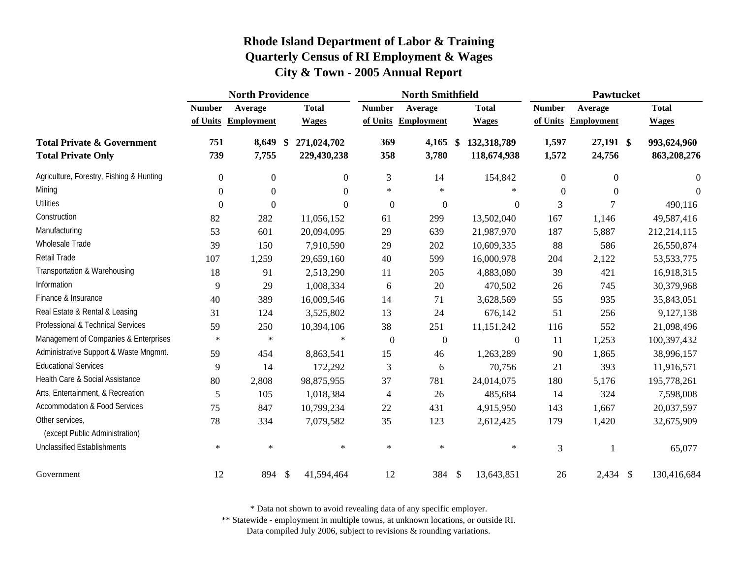# Rhode Island Department of Labor & Training
## Quarterly Census of RI Employment & Wages
## City & Town - 2005 Annual Report

| | North Providence | | | North Smithfield | | | Pawtucket | | |
|---|---|---|---|---|---|---|---|---|---|
| | Number of Units | Average Employment | Total Wages | Number of Units | Average Employment | Total Wages | Number of Units | Average Employment | Total Wages |
| **Total Private & Government** | **751** | **8,649** | **$ 271,024,702** | **369** | **4,165** | **$ 132,318,789** | **1,597** | **27,191** | **$ 993,624,960** |
| **Total Private Only** | **739** | **7,755** | **229,430,238** | **358** | **3,780** | **118,674,938** | **1,572** | **24,756** | **863,208,276** |
| Agriculture, Forestry, Fishing & Hunting | 0 | 0 | 0 | 3 | 14 | 154,842 | 0 | 0 | 0 |
| Mining | 0 | 0 | 0 | * | * | * | 0 | 0 | 0 |
| Utilities | 0 | 0 | 0 | 0 | 0 | 0 | 3 | 7 | 490,116 |
| Construction | 82 | 282 | 11,056,152 | 61 | 299 | 13,502,040 | 167 | 1,146 | 49,587,416 |
| Manufacturing | 53 | 601 | 20,094,095 | 29 | 639 | 21,987,970 | 187 | 5,887 | 212,214,115 |
| Wholesale Trade | 39 | 150 | 7,910,590 | 29 | 202 | 10,609,335 | 88 | 586 | 26,550,874 |
| Retail Trade | 107 | 1,259 | 29,659,160 | 40 | 599 | 16,000,978 | 204 | 2,122 | 53,533,775 |
| Transportation & Warehousing | 18 | 91 | 2,513,290 | 11 | 205 | 4,883,080 | 39 | 421 | 16,918,315 |
| Information | 9 | 29 | 1,008,334 | 6 | 20 | 470,502 | 26 | 745 | 30,379,968 |
| Finance & Insurance | 40 | 389 | 16,009,546 | 14 | 71 | 3,628,569 | 55 | 935 | 35,843,051 |
| Real Estate & Rental & Leasing | 31 | 124 | 3,525,802 | 13 | 24 | 676,142 | 51 | 256 | 9,127,138 |
| Professional & Technical Services | 59 | 250 | 10,394,106 | 38 | 251 | 11,151,242 | 116 | 552 | 21,098,496 |
| Management of Companies & Enterprises | * | * | * | 0 | 0 | 0 | 11 | 1,253 | 100,397,432 |
| Administrative Support & Waste Mngmnt. | 59 | 454 | 8,863,541 | 15 | 46 | 1,263,289 | 90 | 1,865 | 38,996,157 |
| Educational Services | 9 | 14 | 172,292 | 3 | 6 | 70,756 | 21 | 393 | 11,916,571 |
| Health Care & Social Assistance | 80 | 2,808 | 98,875,955 | 37 | 781 | 24,014,075 | 180 | 5,176 | 195,778,261 |
| Arts, Entertainment, & Recreation | 5 | 105 | 1,018,384 | 4 | 26 | 485,684 | 14 | 324 | 7,598,008 |
| Accommodation & Food Services | 75 | 847 | 10,799,234 | 22 | 431 | 4,915,950 | 143 | 1,667 | 20,037,597 |
| Other services, (except Public Administration) | 78 | 334 | 7,079,582 | 35 | 123 | 2,612,425 | 179 | 1,420 | 32,675,909 |
| Unclassified Establishments | * | * | * | * | * | * | 3 | 1 | 65,077 |
| Government | 12 | 894 | $ 41,594,464 | 12 | 384 | $ 13,643,851 | 26 | 2,434 | $ 130,416,684 |

\* Data not shown to avoid revealing data of any specific employer.
\*\* Statewide - employment in multiple towns, at unknown locations, or outside RI.
Data compiled July 2006, subject to revisions & rounding variations.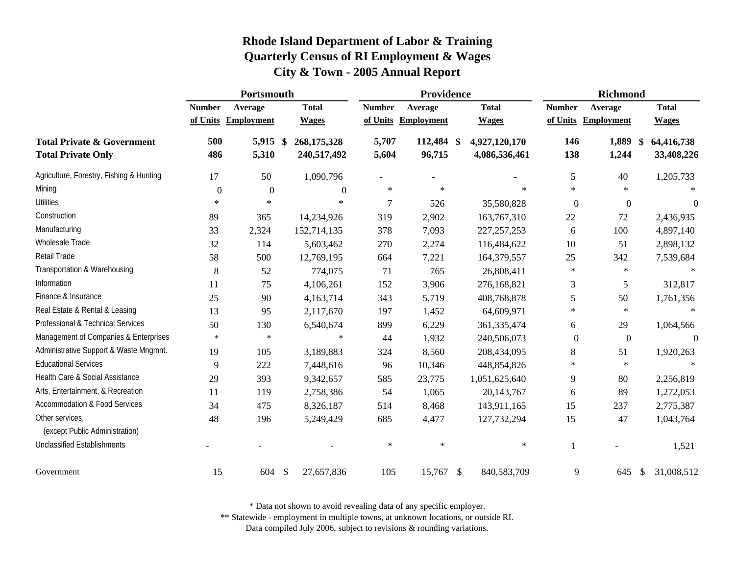# Rhode Island Department of Labor & Training
## Quarterly Census of RI Employment & Wages
## City & Town - 2005 Annual Report

| | Portsmouth | | | Providence | | | Richmond | | |
|---|---|---|---|---|---|---|---|---|---|
| | Number of Units | Average Employment | Total Wages | Number of Units | Average Employment | Total Wages | Number of Units | Average Employment | Total Wages |
| **Total Private & Government** | **500** | **5,915** | **$ 268,175,328** | **5,707** | **112,484** | **$ 4,927,120,170** | **146** | **1,889** | **$ 64,416,738** |
| **Total Private Only** | **486** | **5,310** | **240,517,492** | **5,604** | **96,715** | **4,086,536,461** | **138** | **1,244** | **33,408,226** |
| Agriculture, Forestry, Fishing & Hunting | 17 | 50 | 1,090,796 | - | - | - | 5 | 40 | 1,205,733 |
| Mining | 0 | 0 | 0 | * | * | * | * | * | * |
| Utilities | * | * | * | 7 | 526 | 35,580,828 | 0 | 0 | 0 |
| Construction | 89 | 365 | 14,234,926 | 319 | 2,902 | 163,767,310 | 22 | 72 | 2,436,935 |
| Manufacturing | 33 | 2,324 | 152,714,135 | 378 | 7,093 | 227,257,253 | 6 | 100 | 4,897,140 |
| Wholesale Trade | 32 | 114 | 5,603,462 | 270 | 2,274 | 116,484,622 | 10 | 51 | 2,898,132 |
| Retail Trade | 58 | 500 | 12,769,195 | 664 | 7,221 | 164,379,557 | 25 | 342 | 7,539,684 |
| Transportation & Warehousing | 8 | 52 | 774,075 | 71 | 765 | 26,808,411 | * | * | * |
| Information | 11 | 75 | 4,106,261 | 152 | 3,906 | 276,168,821 | 3 | 5 | 312,817 |
| Finance & Insurance | 25 | 90 | 4,163,714 | 343 | 5,719 | 408,768,878 | 5 | 50 | 1,761,356 |
| Real Estate & Rental & Leasing | 13 | 95 | 2,117,670 | 197 | 1,452 | 64,609,971 | * | * | * |
| Professional & Technical Services | 50 | 130 | 6,540,674 | 899 | 6,229 | 361,335,474 | 6 | 29 | 1,064,566 |
| Management of Companies & Enterprises | * | * | * | 44 | 1,932 | 240,506,073 | 0 | 0 | 0 |
| Administrative Support & Waste Mngmnt. | 19 | 105 | 3,189,883 | 324 | 8,560 | 208,434,095 | 8 | 51 | 1,920,263 |
| Educational Services | 9 | 222 | 7,448,616 | 96 | 10,346 | 448,854,826 | * | * | * |
| Health Care & Social Assistance | 29 | 393 | 9,342,657 | 585 | 23,775 | 1,051,625,640 | 9 | 80 | 2,256,819 |
| Arts, Entertainment, & Recreation | 11 | 119 | 2,758,386 | 54 | 1,065 | 20,143,767 | 6 | 89 | 1,272,053 |
| Accommodation & Food Services | 34 | 475 | 8,326,187 | 514 | 8,468 | 143,911,165 | 15 | 237 | 2,775,387 |
| Other services, (except Public Administration) | 48 | 196 | 5,249,429 | 685 | 4,477 | 127,732,294 | 15 | 47 | 1,043,764 |
| Unclassified Establishments | - | - | - | * | * | * | 1 | - | 1,521 |
| Government | 15 | 604 | $ 27,657,836 | 105 | 15,767 | $ 840,583,709 | 9 | 645 | $ 31,008,512 |

\* Data not shown to avoid revealing data of any specific employer.

\*\* Statewide - employment in multiple towns, at unknown locations, or outside RI.

Data compiled July 2006, subject to revisions & rounding variations.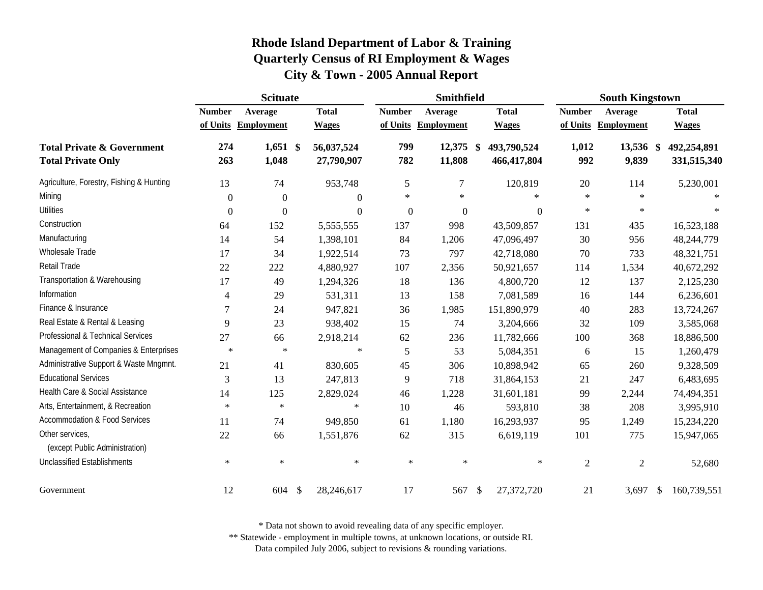# Rhode Island Department of Labor & Training
## Quarterly Census of RI Employment & Wages
## City & Town - 2005 Annual Report

| | Scituate | | | Smithfield | | | South Kingstown | | |
|---|---|---|---|---|---|---|---|---|---|
| | Number of Units | Average Employment | Total Wages | Number of Units | Average Employment | Total Wages | Number of Units | Average Employment | Total Wages |
| **Total Private & Government** | **274** | **1,651** | **$ 56,037,524** | **799** | **12,375** | **$ 493,790,524** | **1,012** | **13,536** | **$ 492,254,891** |
| **Total Private Only** | **263** | **1,048** | **27,790,907** | **782** | **11,808** | **466,417,804** | **992** | **9,839** | **331,515,340** |
| Agriculture, Forestry, Fishing & Hunting | 13 | 74 | 953,748 | 5 | 7 | 120,819 | 20 | 114 | 5,230,001 |
| Mining | 0 | 0 | 0 | * | * | * | * | * | * |
| Utilities | 0 | 0 | 0 | 0 | 0 | 0 | * | * | * |
| Construction | 64 | 152 | 5,555,555 | 137 | 998 | 43,509,857 | 131 | 435 | 16,523,188 |
| Manufacturing | 14 | 54 | 1,398,101 | 84 | 1,206 | 47,096,497 | 30 | 956 | 48,244,779 |
| Wholesale Trade | 17 | 34 | 1,922,514 | 73 | 797 | 42,718,080 | 70 | 733 | 48,321,751 |
| Retail Trade | 22 | 222 | 4,880,927 | 107 | 2,356 | 50,921,657 | 114 | 1,534 | 40,672,292 |
| Transportation & Warehousing | 17 | 49 | 1,294,326 | 18 | 136 | 4,800,720 | 12 | 137 | 2,125,230 |
| Information | 4 | 29 | 531,311 | 13 | 158 | 7,081,589 | 16 | 144 | 6,236,601 |
| Finance & Insurance | 7 | 24 | 947,821 | 36 | 1,985 | 151,890,979 | 40 | 283 | 13,724,267 |
| Real Estate & Rental & Leasing | 9 | 23 | 938,402 | 15 | 74 | 3,204,666 | 32 | 109 | 3,585,068 |
| Professional & Technical Services | 27 | 66 | 2,918,214 | 62 | 236 | 11,782,666 | 100 | 368 | 18,886,500 |
| Management of Companies & Enterprises | * | * | * | 5 | 53 | 5,084,351 | 6 | 15 | 1,260,479 |
| Administrative Support & Waste Mngmnt. | 21 | 41 | 830,605 | 45 | 306 | 10,898,942 | 65 | 260 | 9,328,509 |
| Educational Services | 3 | 13 | 247,813 | 9 | 718 | 31,864,153 | 21 | 247 | 6,483,695 |
| Health Care & Social Assistance | 14 | 125 | 2,829,024 | 46 | 1,228 | 31,601,181 | 99 | 2,244 | 74,494,351 |
| Arts, Entertainment, & Recreation | * | * | * | 10 | 46 | 593,810 | 38 | 208 | 3,995,910 |
| Accommodation & Food Services | 11 | 74 | 949,850 | 61 | 1,180 | 16,293,937 | 95 | 1,249 | 15,234,220 |
| Other services, (except Public Administration) | 22 | 66 | 1,551,876 | 62 | 315 | 6,619,119 | 101 | 775 | 15,947,065 |
| Unclassified Establishments | * | * | * | * | * | * | 2 | 2 | 52,680 |
| Government | 12 | 604 | $ 28,246,617 | 17 | 567 | $ 27,372,720 | 21 | 3,697 | $ 160,739,551 |

\* Data not shown to avoid revealing data of any specific employer.

\*\* Statewide - employment in multiple towns, at unknown locations, or outside RI.

Data compiled July 2006, subject to revisions & rounding variations.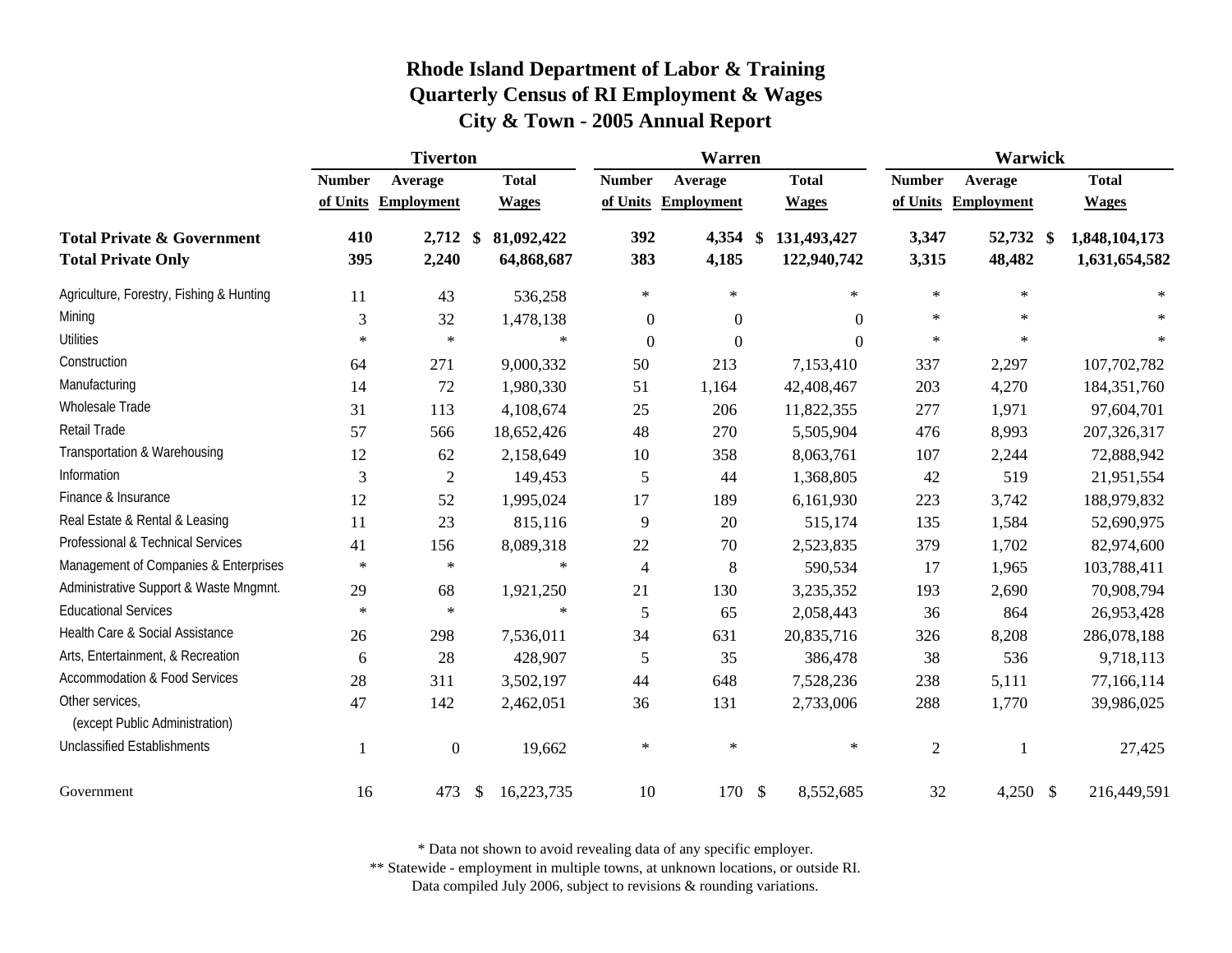# Rhode Island Department of Labor & Training
## Quarterly Census of RI Employment & Wages
## City & Town - 2005 Annual Report

| | Tiverton | | | Warren | | | Warwick | | |
|---|---|---|---|---|---|---|---|---|---|
| | Number of Units | Average Employment | Total Wages | Number of Units | Average Employment | Total Wages | Number of Units | Average Employment | Total Wages |
| **Total Private & Government** | **410** | **2,712** | **$ 81,092,422** | **392** | **4,354** | **$ 131,493,427** | **3,347** | **52,732** | **$ 1,848,104,173** |
| **Total Private Only** | **395** | **2,240** | **64,868,687** | **383** | **4,185** | **122,940,742** | **3,315** | **48,482** | **1,631,654,582** |
| Agriculture, Forestry, Fishing & Hunting | 11 | 43 | 536,258 | * | * | * | * | * | * |
| Mining | 3 | 32 | 1,478,138 | 0 | 0 | 0 | * | * | * |
| Utilities | * | * | * | 0 | 0 | 0 | * | * | * |
| Construction | 64 | 271 | 9,000,332 | 50 | 213 | 7,153,410 | 337 | 2,297 | 107,702,782 |
| Manufacturing | 14 | 72 | 1,980,330 | 51 | 1,164 | 42,408,467 | 203 | 4,270 | 184,351,760 |
| Wholesale Trade | 31 | 113 | 4,108,674 | 25 | 206 | 11,822,355 | 277 | 1,971 | 97,604,701 |
| Retail Trade | 57 | 566 | 18,652,426 | 48 | 270 | 5,505,904 | 476 | 8,993 | 207,326,317 |
| Transportation & Warehousing | 12 | 62 | 2,158,649 | 10 | 358 | 8,063,761 | 107 | 2,244 | 72,888,942 |
| Information | 3 | 2 | 149,453 | 5 | 44 | 1,368,805 | 42 | 519 | 21,951,554 |
| Finance & Insurance | 12 | 52 | 1,995,024 | 17 | 189 | 6,161,930 | 223 | 3,742 | 188,979,832 |
| Real Estate & Rental & Leasing | 11 | 23 | 815,116 | 9 | 20 | 515,174 | 135 | 1,584 | 52,690,975 |
| Professional & Technical Services | 41 | 156 | 8,089,318 | 22 | 70 | 2,523,835 | 379 | 1,702 | 82,974,600 |
| Management of Companies & Enterprises | * | * | * | 4 | 8 | 590,534 | 17 | 1,965 | 103,788,411 |
| Administrative Support & Waste Mngmnt. | 29 | 68 | 1,921,250 | 21 | 130 | 3,235,352 | 193 | 2,690 | 70,908,794 |
| Educational Services | * | * | * | 5 | 65 | 2,058,443 | 36 | 864 | 26,953,428 |
| Health Care & Social Assistance | 26 | 298 | 7,536,011 | 34 | 631 | 20,835,716 | 326 | 8,208 | 286,078,188 |
| Arts, Entertainment, & Recreation | 6 | 28 | 428,907 | 5 | 35 | 386,478 | 38 | 536 | 9,718,113 |
| Accommodation & Food Services | 28 | 311 | 3,502,197 | 44 | 648 | 7,528,236 | 238 | 5,111 | 77,166,114 |
| Other services, (except Public Administration) | 47 | 142 | 2,462,051 | 36 | 131 | 2,733,006 | 288 | 1,770 | 39,986,025 |
| Unclassified Establishments | 1 | 0 | 19,662 | * | * | * | 2 | 1 | 27,425 |
| Government | 16 | 473 | $ 16,223,735 | 10 | 170 | $ 8,552,685 | 32 | 4,250 | $ 216,449,591 |

\* Data not shown to avoid revealing data of any specific employer.

\** Statewide - employment in multiple towns, at unknown locations, or outside RI.

Data compiled July 2006, subject to revisions & rounding variations.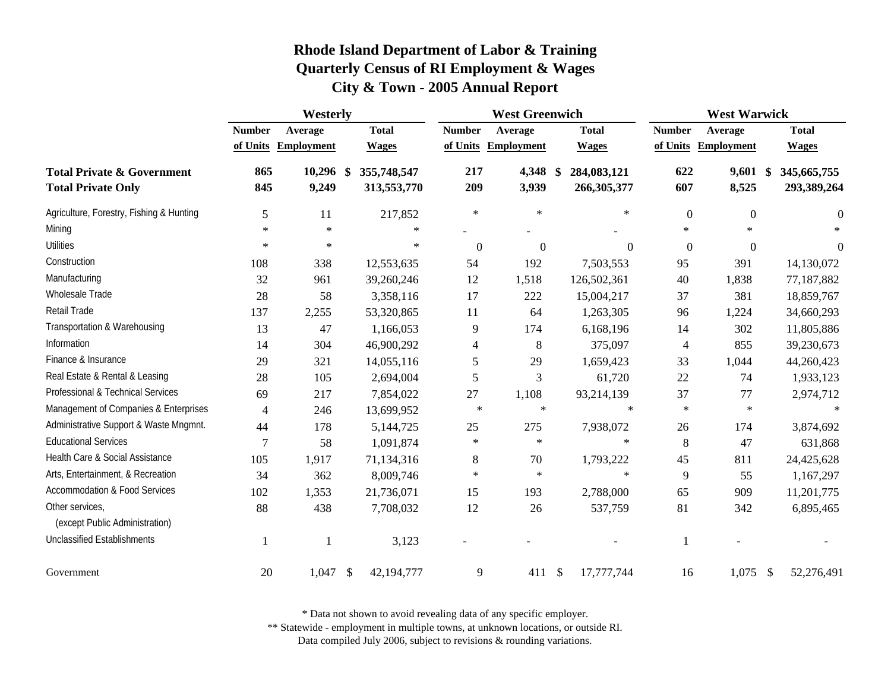# Rhode Island Department of Labor & Training
## Quarterly Census of RI Employment & Wages
## City & Town - 2005 Annual Report

| | Westerly | | | West Greenwich | | | West Warwick | | |
|---|---|---|---|---|---|---|---|---|---|
| | Number of Units | Average Employment | Total Wages | Number of Units | Average Employment | Total Wages | Number of Units | Average Employment | Total Wages |
| **Total Private & Government** | **865** | **10,296** | **$ 355,748,547** | **217** | **4,348** | **$ 284,083,121** | **622** | **9,601** | **$ 345,665,755** |
| **Total Private Only** | **845** | **9,249** | **313,553,770** | **209** | **3,939** | **266,305,377** | **607** | **8,525** | **293,389,264** |
| Agriculture, Forestry, Fishing & Hunting | 5 | 11 | 217,852 | * | * | * | 0 | 0 | 0 |
| Mining | * | * | * | - | - | - | * | * | * |
| Utilities | * | * | * | 0 | 0 | 0 | 0 | 0 | 0 |
| Construction | 108 | 338 | 12,553,635 | 54 | 192 | 7,503,553 | 95 | 391 | 14,130,072 |
| Manufacturing | 32 | 961 | 39,260,246 | 12 | 1,518 | 126,502,361 | 40 | 1,838 | 77,187,882 |
| Wholesale Trade | 28 | 58 | 3,358,116 | 17 | 222 | 15,004,217 | 37 | 381 | 18,859,767 |
| Retail Trade | 137 | 2,255 | 53,320,865 | 11 | 64 | 1,263,305 | 96 | 1,224 | 34,660,293 |
| Transportation & Warehousing | 13 | 47 | 1,166,053 | 9 | 174 | 6,168,196 | 14 | 302 | 11,805,886 |
| Information | 14 | 304 | 46,900,292 | 4 | 8 | 375,097 | 4 | 855 | 39,230,673 |
| Finance & Insurance | 29 | 321 | 14,055,116 | 5 | 29 | 1,659,423 | 33 | 1,044 | 44,260,423 |
| Real Estate & Rental & Leasing | 28 | 105 | 2,694,004 | 5 | 3 | 61,720 | 22 | 74 | 1,933,123 |
| Professional & Technical Services | 69 | 217 | 7,854,022 | 27 | 1,108 | 93,214,139 | 37 | 77 | 2,974,712 |
| Management of Companies & Enterprises | 4 | 246 | 13,699,952 | * | * | * | * | * | * |
| Administrative Support & Waste Mngmnt. | 44 | 178 | 5,144,725 | 25 | 275 | 7,938,072 | 26 | 174 | 3,874,692 |
| Educational Services | 7 | 58 | 1,091,874 | * | * | * | 8 | 47 | 631,868 |
| Health Care & Social Assistance | 105 | 1,917 | 71,134,316 | 8 | 70 | 1,793,222 | 45 | 811 | 24,425,628 |
| Arts, Entertainment, & Recreation | 34 | 362 | 8,009,746 | * | * | * | 9 | 55 | 1,167,297 |
| Accommodation & Food Services | 102 | 1,353 | 21,736,071 | 15 | 193 | 2,788,000 | 65 | 909 | 11,201,775 |
| Other services, (except Public Administration) | 88 | 438 | 7,708,032 | 12 | 26 | 537,759 | 81 | 342 | 6,895,465 |
| Unclassified Establishments | 1 | 1 | 3,123 | - | - | - | 1 | - | - |
| Government | 20 | 1,047 | $ 42,194,777 | 9 | 411 | $ 17,777,744 | 16 | 1,075 | $ 52,276,491 |

\* Data not shown to avoid revealing data of any specific employer.
\*\* Statewide - employment in multiple towns, at unknown locations, or outside RI.
Data compiled July 2006, subject to revisions & rounding variations.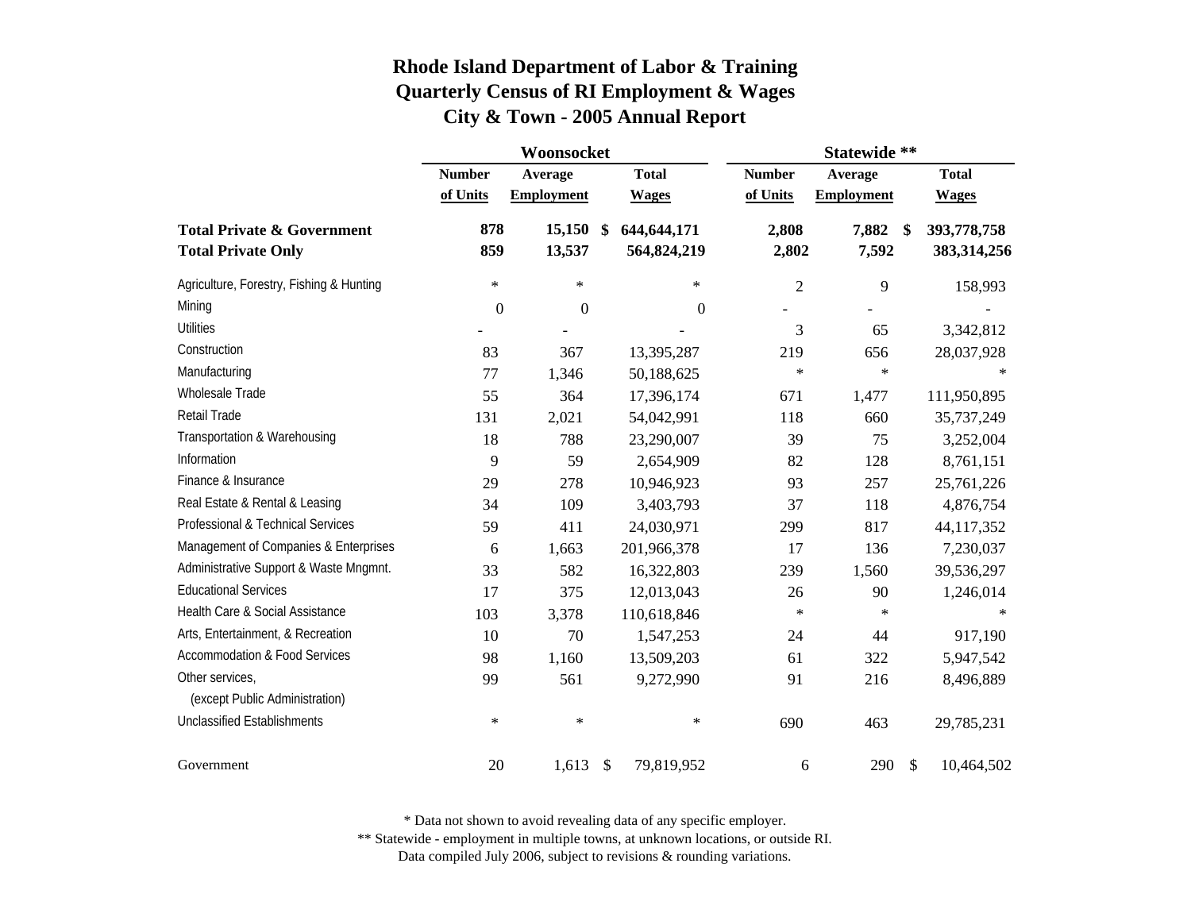# Rhode Island Department of Labor & Training
## Quarterly Census of RI Employment & Wages
## City & Town - 2005 Annual Report

| | Woonsocket | | | Statewide ** | | |
|---|---|---|---|---|---|---|
| | Number of Units | Average Employment | Total Wages | Number of Units | Average Employment | Total Wages |
| **Total Private & Government** | **878** | **15,150** | **$ 644,644,171** | **2,808** | **7,882** | **$ 393,778,758** |
| **Total Private Only** | **859** | **13,537** | **564,824,219** | **2,802** | **7,592** | **383,314,256** |
| Agriculture, Forestry, Fishing & Hunting | * | * | * | 2 | 9 | 158,993 |
| Mining | 0 | 0 | 0 | - | - | - |
| Utilities | - | - | - | 3 | 65 | 3,342,812 |
| Construction | 83 | 367 | 13,395,287 | 219 | 656 | 28,037,928 |
| Manufacturing | 77 | 1,346 | 50,188,625 | * | * | * |
| Wholesale Trade | 55 | 364 | 17,396,174 | 671 | 1,477 | 111,950,895 |
| Retail Trade | 131 | 2,021 | 54,042,991 | 118 | 660 | 35,737,249 |
| Transportation & Warehousing | 18 | 788 | 23,290,007 | 39 | 75 | 3,252,004 |
| Information | 9 | 59 | 2,654,909 | 82 | 128 | 8,761,151 |
| Finance & Insurance | 29 | 278 | 10,946,923 | 93 | 257 | 25,761,226 |
| Real Estate & Rental & Leasing | 34 | 109 | 3,403,793 | 37 | 118 | 4,876,754 |
| Professional & Technical Services | 59 | 411 | 24,030,971 | 299 | 817 | 44,117,352 |
| Management of Companies & Enterprises | 6 | 1,663 | 201,966,378 | 17 | 136 | 7,230,037 |
| Administrative Support & Waste Mngmnt. | 33 | 582 | 16,322,803 | 239 | 1,560 | 39,536,297 |
| Educational Services | 17 | 375 | 12,013,043 | 26 | 90 | 1,246,014 |
| Health Care & Social Assistance | 103 | 3,378 | 110,618,846 | * | * | * |
| Arts, Entertainment, & Recreation | 10 | 70 | 1,547,253 | 24 | 44 | 917,190 |
| Accommodation & Food Services | 98 | 1,160 | 13,509,203 | 61 | 322 | 5,947,542 |
| Other services, (except Public Administration) | 99 | 561 | 9,272,990 | 91 | 216 | 8,496,889 |
| Unclassified Establishments | * | * | * | 690 | 463 | 29,785,231 |
| Government | 20 | 1,613 | $ 79,819,952 | 6 | 290 | $ 10,464,502 |

\* Data not shown to avoid revealing data of any specific employer.
** Statewide - employment in multiple towns, at unknown locations, or outside RI.
Data compiled July 2006, subject to revisions & rounding variations.